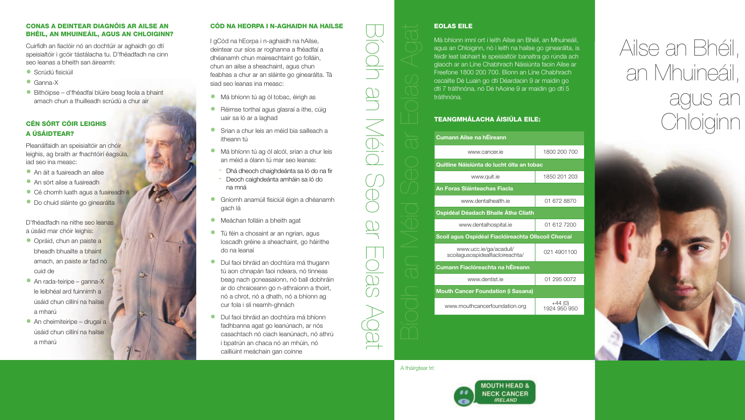## CONAS A DEINTEAR DIAGNÓIS AR AILSE AN BHÉIL, AN MHUINEÁIL, AGUS AN CHLOIGINN?

Cuirfidh an fiaclóir nó an dochtúir ar aghaidh go dtí speisialtóir i gcóir tástálacha tu. D'fhéadfadh na cinn seo leanas a bheith san áireamh:

- Scrúdú fisiciúil
- Ganna-X
- Bithóipse – d'fhéadfaí blúire beag feola a bhaint amach chun a thuilleadh scrúdú a chur air

## CÉN SÓRT CÓIR LEIGHIS A ÚSÁIDTEAR?

Pleanálfaidh an speisialtóir an chóir leighis, ag braith ar fhachtóirí éagsúla, iad seo ina measc:

- An áit a fuaireadh an ailse
- An sórt ailse a fuaireadh
- Cé chomh luath agus a fuaireadh é
- Do chuid sláinte go ginearálta

D'fhéadfadh na nithe seo leanas a úsáid mar chóir leighis:

- Opráid, chun an paiste a bheadh bhuailte a bhaint amach, an paiste ar fad nó cuid de
- An rada-teiripe – ganna-X le leibhéal ard fuinnimh a úsáid chun cillíní na hailse a mharú
- An cheimiteiripe – drugaí a úsáid chun cillíní na hailse a mharú

## CÓD NA HEORPA I N-AGHAIDH NA HAILSE

I gCód na hEorpa i n-aghaidh na hAilse, deintear cur síos ar roghanna a fhéadfaí a dhéanamh chun maireachtaint go folláin, chun an ailse a sheachaint, agus chun feabhas a chur ar an sláinte go ginearálta. Tá siad seo leanas ina measc:

- Má bhíonn tú ag ól tobac, éirigh as
- Réimse torthaí agus glasraí a ithe, cúig uair sa ló ar a laghad
- Srian a chur leis an méid bia sailleach a itheann tú
- Má bhíonn tú ag ól alcól, srian a chur leis an méid a ólann tú mar seo leanas:
  - Dhá dheoch chaighdeánta sa ló do na fir
  - Deoch caighdeánta amháin sa ló do na mná
- Gníomh anamúil fisiciúil éigin a dhéanamh gach lá
- Meáchan folláin a bheith agat
- Tú féin a chosaint ar an ngrian, agus loscadh gréine a sheachaint, go háirithe do na leanaí
- Dul faoi bhráid an dochtúra má thugann tú aon chnapán faoi ndeara, nó tinneas beag nach gcneasaíonn, nó ball dobhráin ar do chraiceann go n-athraíonn a thoirt, nó a chrot, nó a dhath, nó a bhíonn ag cur fola i slí neamh-ghnách
- Dul faoi bhráid an dochtúra má bhíonn fadhbanna agat go leanúnach, ar nós casachtach nó ciach leanúnach, nó athrú i bpatrún an chaca nó an mhúin, nó cailliúint meáchain gan coinne

Bíodh an Méid Seo ar Eolas Agat

## EOLAS EILE

Má bhíonn imní ort i leith Ailse an Bhéil, an Mhuineáil, agus an Chloiginn, nó i leith na hailse go ginearálta, is féidir leat labhairt le speisialtóir banaltra go rúnda ach glaoch ar an Líne Chabhrach Náisiúnta faoin Ailse ar Freefone 1800 200 700. Bíonn an Líne Chabhrach oscailte Dé Luain go dtí Déardaoin 9 ar maidin go dtí 7 tráthnóna, nó Dé hAoine 9 ar maidin go dtí 5 tráthnóna.

## TEANGMHÁLACHA ÁISIÚLA EILE:

| Cumann Ailse na hÉireann | |
|---|---|
| www.cancer.ie | 1800 200 700 |
| **Quitline Náisiúnta do lucht ólta an tobac** | |
| www.quit.ie | 1850 201 203 |
| **An Foras Sláinteachas Fiacla** | |
| www.dentalhealth.ie | 01 672 8870 |
| **Ospidéal Déadach Bhaile Átha Cliath** | |
| www.dentalhospital.ie | 01 612 7200 |
| **Scoil agus Ospidéal Fiaclóireachta Ollscoil Chorcaí** | |
| www.ucc.ie/ga/acaduil/scoilagusospidealfiacloireachta/ | 021 4901100 |
| **Cumann Fiaclóireachta na hÉireann** | |
| www.dentist.ie | 01 295 0072 |
| **Mouth Cancer Foundation (i Sasana)** | |
| www.mouthcancerfoundation.org | +44 (0) 1924 950 950 |

A tháirgtear trí:

MOUTH HEAD & NECK CANCER IRELAND

# Ailse an Bhéil, an Mhuineáil, agus an Chloiginn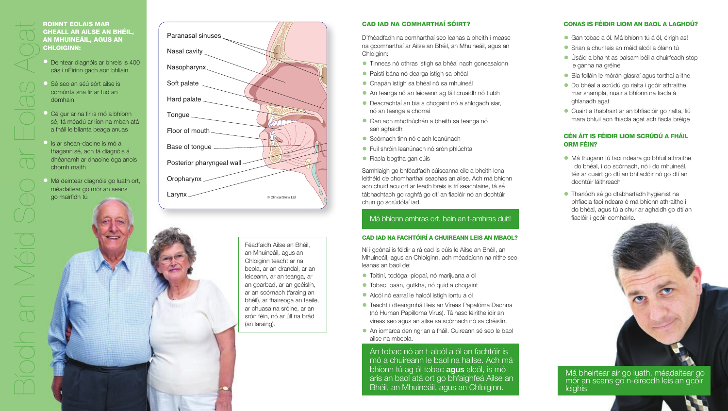# Bíodh an Méid Seo ar Eolas Agat

**ROINNT EOLAIS MAR GHEALL AR AILSE AN BHÉIL, AN MHUINEÁIL, AGUS AN CHLOIGINN:**

- Deintear diagnóis ar bhreis is 400 cás i nÉirinn gach aon bhliain
- Sé seo an séú sórt ailse is coménta sna fir ar fud an domhain
- Cé gur ar na fir is mó a bhíonn sé, tá méadú ar líon na mban atá a fháil le blianta beaga anuas
- Is ar shean-daoine is mó a thagann sé, ach tá diagnóis á dhéanamh ar dhaoine óga anois chomh maith
- Má deintear diagnóis go luath ort, méadaítear go mór an seans go mairfidh tú

Paranasal sinuses
Nasal cavity
Nasopharynx
Soft palate
Hard palate
Tongue
Floor of mouth
Base of tongue
Posterior pharyngeal wall
Oropharynx
Larynx
© Clinical Skills Ltd

Féadfaidh Ailse an Bhéil, an Mhuineáil, agus an Chloiginn teacht ar na beola, ar an drandal, ar an leiceann, ar an teanga, ar an gcarbad, ar an gcéislin, ar an scórnach (faraing an bhéil), ar fhaireoga an tseile, ar chuasa na sróine, ar an srón féin, nó ar úll na bráid (an laraing).

## CAD IAD NA COMHARTHAÍ SÓIRT?

D'fhéadfadh na comharthaí seo leanas a bheith i measc na gcomharthaí ar Ailse an Bhéil, an Mhuineáil, agus an Chloiginn:

- Tinneas nó othras istigh sa bhéal nach gcneasaíonn
- Paistí bána nó dearga istigh sa bhéal
- Cnapán istigh sa bhéal nó sa mhuineál
- An teanga nó an leiceann ag fáil cruaidh nó tiubh
- Deacrachtaí an bia a chogaint nó a shlogadh siar, nó an teanga a chorraí
- Gan aon mhothúchán a bheith sa teanga nó san aghaidh
- Scórnach tinn nó ciach leanúnach
- Fuil shróin leanúnach nó srón phlúchta
- Fiacla bogtha gan cúis

Samhlaigh go bhféadfadh cúiseanna eile a bheith lena leithéid de chomharthaí seachas an ailse. Ach má bhíonn aon chuid acu ort ar feadh breis is trí seachtaine, tá sé tábhachtach go raghfá go dtí an fiaclóir nó an dochtúir chun go scrúdófaí iad.

**Má bhíonn amhras ort, bain an t-amhras duit!**

## CAD IAD NA FACHTÓIRÍ A CHUIREANN LEIS AN MBAOL?

Ní i gcónaí is féidir a rá cad is cúis le Ailse an Bhéil, an Mhuineáil, agus an Chloiginn, ach méadaíonn na nithe seo leanas an baol de:

- Toitíní, todóga, píopaí, nó marijuana a ól
- Tobac, paan, gutkha, nó quid a chogaint
- Alcól nó earraí le halcól istigh iontu a ól
- Teacht i dteangmháil leis an Víreas Papalóma Daonna (nó Human Papilloma Virus). Tá nasc léirithe idir an víreas seo agus an ailse sa scórnach nó sa chéislín.
- An iomarca den ngrian a fháil. Cuireann sé seo le baol ailse na mbeola.

An tobac nó an t-alcól a ól an fachtóir is mó a chuireann le baol na hailse. Ach má bhíonn tú ag ól tobac **agus** alcól, is mó arís an baol atá ort go bhfaighfeá Ailse an Bhéil, an Mhuineáil, agus an Chloiginn.

## CONAS IS FÉIDIR LIOM AN BAOL A LAGHDÚ?

- Gan tobac a ól. Má bhíonn tú á ól, éirigh as!
- Srian a chur leis an méid alcól a ólann tú
- Úsáid a bhaint as balsam béil a chuirfeadh stop le ganna na gréine
- Bia folláin le mórán glasraí agus torthaí a ithe
- Do bhéal a scrúdú go rialta i gcóir athraithe, mar shampla, nuair a bhíonn na fiacla á ghlanadh agat
- Cuairt a thabhairt ar an bhfiaclóir go rialta, fiú mara bhfuil aon fhiacla agat ach fiacla bréige

## CÉN ÁIT IS FÉIDIR LIOM SCRÚDÚ A FHÁIL ORM FÉIN?

- Má thugann tú faoi ndeara go bhfuil athraithe i do bhéal, i do scórnach, nó i do mhuineál, téir ar cuairt go dtí an bhfiaclóir nó go dtí an dochtúir láithreach
- Tharlódh sé go dtabharfadh hygienist na bhfiacla faoi ndeara é má bhíonn athraithe i do bhéal, agus tú a chur ar aghaidh go dtí an fiaclóir i gcóir comhairle.

Má bheirtear air go luath, méadaítear go mór an seans go n-éireodh leis an gcóir leighis